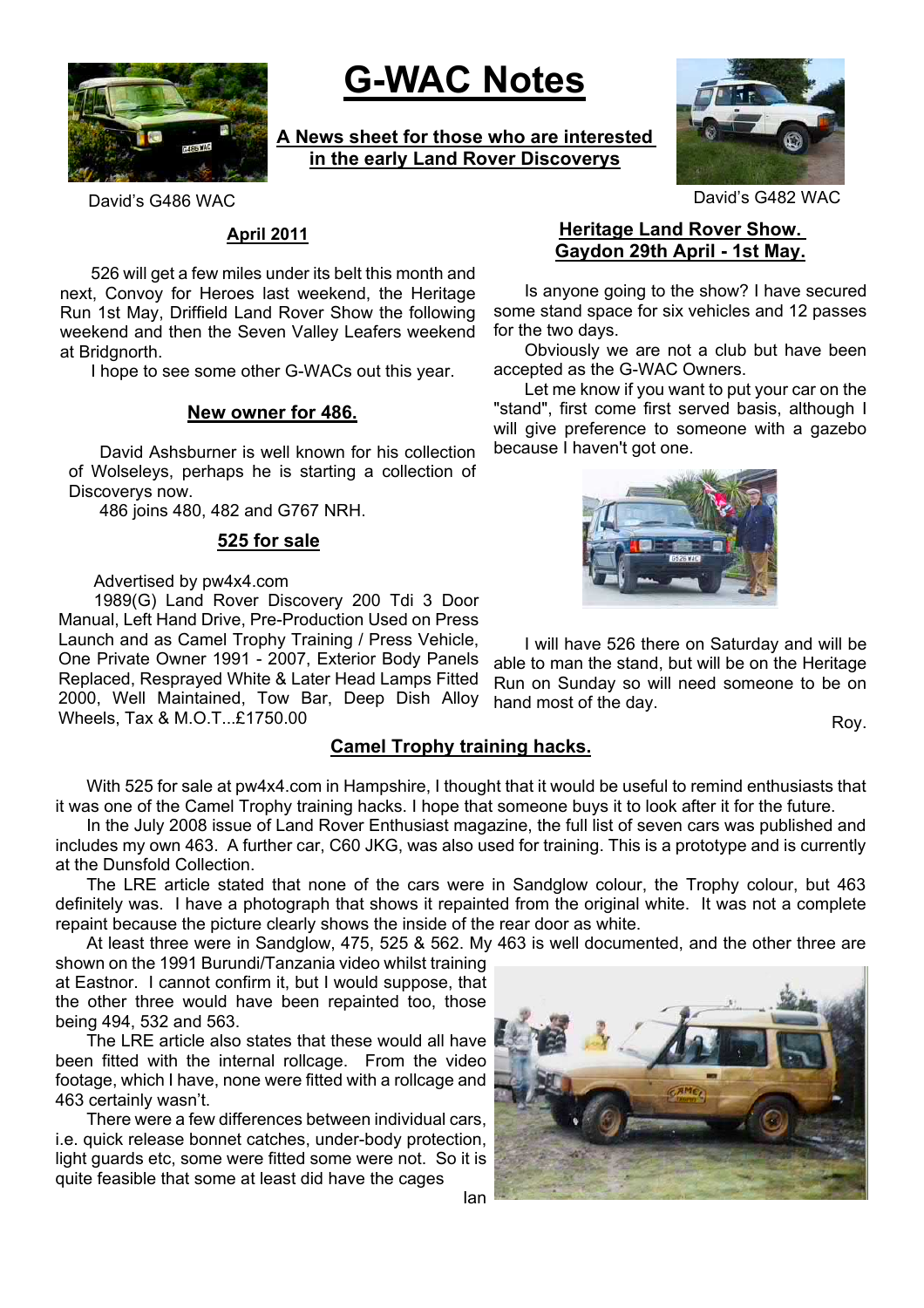# G-WAC Notes

**A News sheet for those who are interested in the early Land Rover Discoverys**

David's G486 WAC

David's G482 WAC

## April 2011

526 will get a few miles under its belt this month and next, Convoy for Heroes last weekend, the Heritage Run 1st May, Driffield Land Rover Show the following weekend and then the Seven Valley Leafers weekend at Bridgnorth.

I hope to see some other G-WACs out this year.

## New owner for 486.

David Ashsburner is well known for his collection of Wolseleys, perhaps he is starting a collection of Discoverys now.

486 joins 480, 482 and G767 NRH.

## 525 for sale

Advertised by pw4x4.com

1989(G) Land Rover Discovery 200 Tdi 3 Door Manual, Left Hand Drive, Pre-Production Used on Press Launch and as Camel Trophy Training / Press Vehicle, One Private Owner 1991 - 2007, Exterior Body Panels Replaced, Resprayed White & Later Head Lamps Fitted 2000, Well Maintained, Tow Bar, Deep Dish Alloy Wheels, Tax & M.O.T...£1750.00

## Heritage Land Rover Show. Gaydon 29th April - 1st May.

Is anyone going to the show? I have secured some stand space for six vehicles and 12 passes for the two days.

Obviously we are not a club but have been accepted as the G-WAC Owners.

Let me know if you want to put your car on the "stand", first come first served basis, although I will give preference to someone with a gazebo because I haven't got one.

I will have 526 there on Saturday and will be able to man the stand, but will be on the Heritage Run on Sunday so will need someone to be on hand most of the day.

Roy.

## Camel Trophy training hacks.

With 525 for sale at pw4x4.com in Hampshire, I thought that it would be useful to remind enthusiasts that it was one of the Camel Trophy training hacks. I hope that someone buys it to look after it for the future.

In the July 2008 issue of Land Rover Enthusiast magazine, the full list of seven cars was published and includes my own 463. A further car, C60 JKG, was also used for training. This is a prototype and is currently at the Dunsfold Collection.

The LRE article stated that none of the cars were in Sandglow colour, the Trophy colour, but 463 definitely was. I have a photograph that shows it repainted from the original white. It was not a complete repaint because the picture clearly shows the inside of the rear door as white.

At least three were in Sandglow, 475, 525 & 562. My 463 is well documented, and the other three are shown on the 1991 Burundi/Tanzania video whilst training at Eastnor. I cannot confirm it, but I would suppose, that the other three would have been repainted too, those being 494, 532 and 563.

The LRE article also states that these would all have been fitted with the internal rollcage. From the video footage, which I have, none were fitted with a rollcage and 463 certainly wasn't.

There were a few differences between individual cars, i.e. quick release bonnet catches, under-body protection, light guards etc, some were fitted some were not. So it is quite feasible that some at least did have the cages

Ian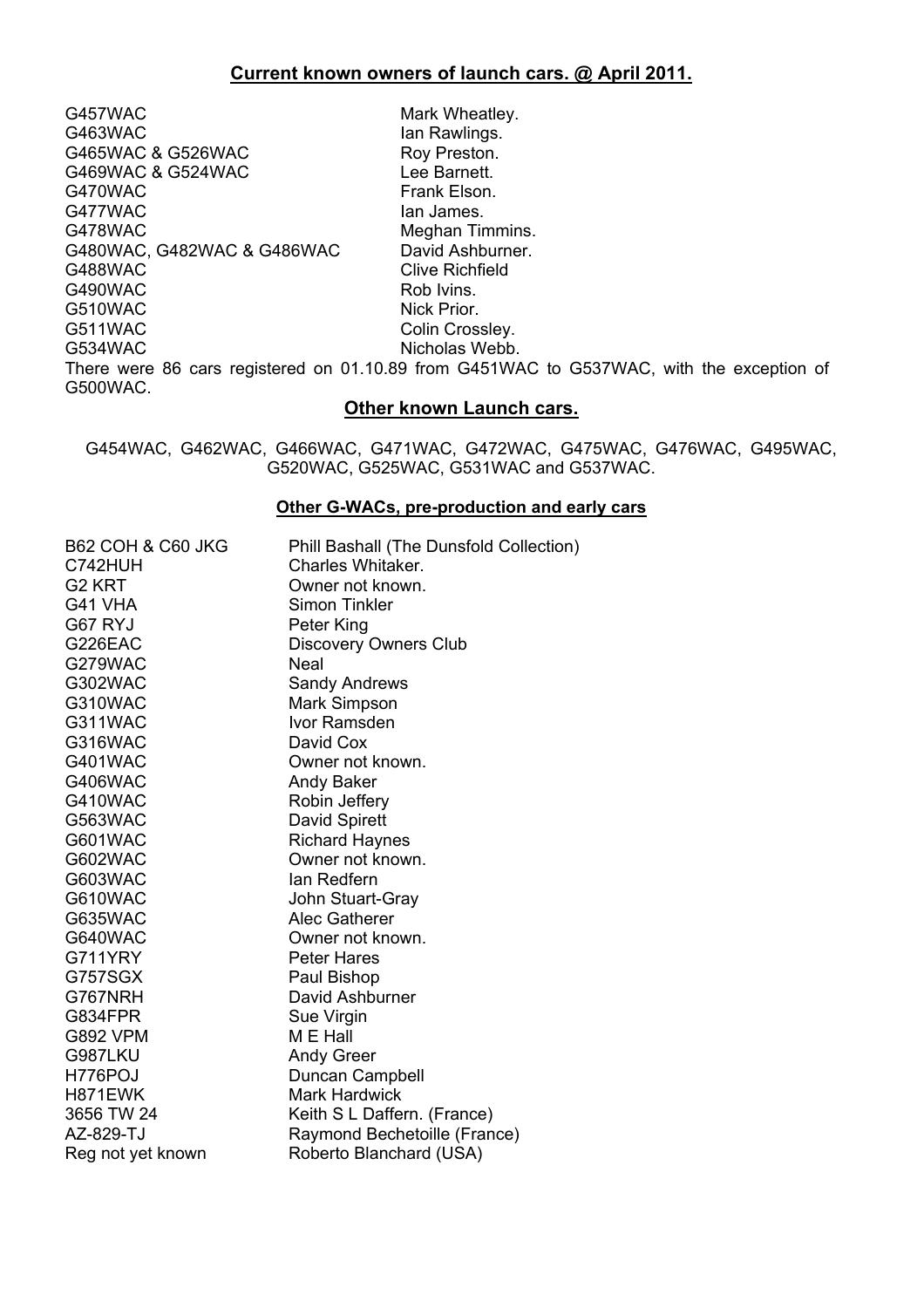## Current known owners of launch cars. @ April 2011.

| | |
|---|---|
| G457WAC | Mark Wheatley. |
| G463WAC | Ian Rawlings. |
| G465WAC & G526WAC | Roy Preston. |
| G469WAC & G524WAC | Lee Barnett. |
| G470WAC | Frank Elson. |
| G477WAC | Ian James. |
| G478WAC | Meghan Timmins. |
| G480WAC, G482WAC & G486WAC | David Ashburner. |
| G488WAC | Clive Richfield |
| G490WAC | Rob Ivins. |
| G510WAC | Nick Prior. |
| G511WAC | Colin Crossley. |
| G534WAC | Nicholas Webb. |

There were 86 cars registered on 01.10.89 from G451WAC to G537WAC, with the exception of G500WAC.

## Other known Launch cars.

G454WAC, G462WAC, G466WAC, G471WAC, G472WAC, G475WAC, G476WAC, G495WAC, G520WAC, G525WAC, G531WAC and G537WAC.

### Other G-WACs, pre-production and early cars

| | |
|---|---|
| B62 COH & C60 JKG | Phill Bashall (The Dunsfold Collection) |
| C742HUH | Charles Whitaker. |
| G2 KRT | Owner not known. |
| G41 VHA | Simon Tinkler |
| G67 RYJ | Peter King |
| G226EAC | Discovery Owners Club |
| G279WAC | Neal |
| G302WAC | Sandy Andrews |
| G310WAC | Mark Simpson |
| G311WAC | Ivor Ramsden |
| G316WAC | David Cox |
| G401WAC | Owner not known. |
| G406WAC | Andy Baker |
| G410WAC | Robin Jeffery |
| G563WAC | David Spirett |
| G601WAC | Richard Haynes |
| G602WAC | Owner not known. |
| G603WAC | Ian Redfern |
| G610WAC | John Stuart-Gray |
| G635WAC | Alec Gatherer |
| G640WAC | Owner not known. |
| G711YRY | Peter Hares |
| G757SGX | Paul Bishop |
| G767NRH | David Ashburner |
| G834FPR | Sue Virgin |
| G892 VPM | M E Hall |
| G987LKU | Andy Greer |
| H776POJ | Duncan Campbell |
| H871EWK | Mark Hardwick |
| 3656 TW 24 | Keith S L Daffern. (France) |
| AZ-829-TJ | Raymond Bechetoille (France) |
| Reg not yet known | Roberto Blanchard (USA) |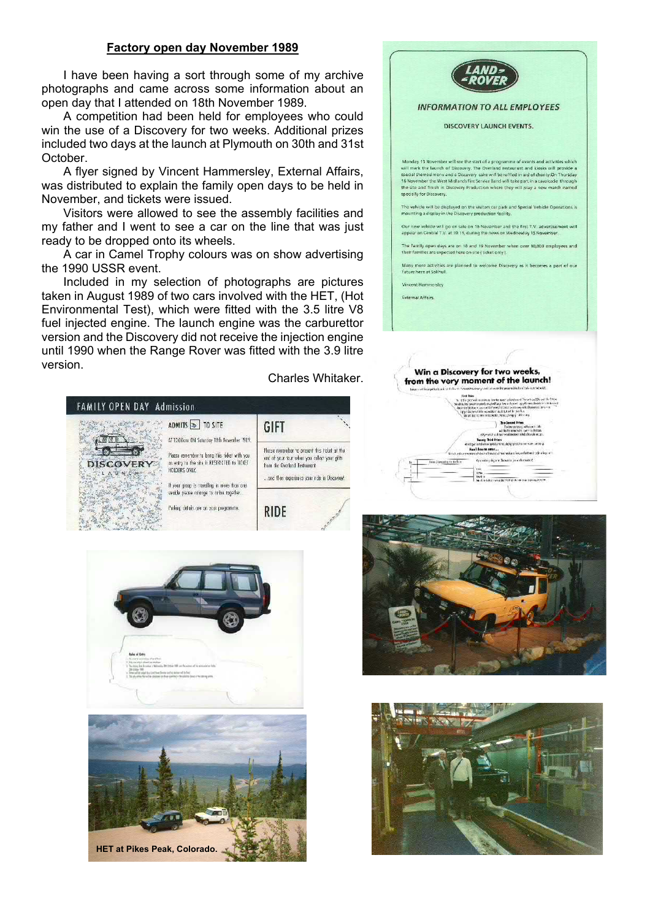## Factory open day November 1989

I have been having a sort through some of my archive photographs and came across some information about an open day that I attended on 18th November 1989.

A competition had been held for employees who could win the use of a Discovery for two weeks. Additional prizes included two days at the launch at Plymouth on 30th and 31st October.

A flyer signed by Vincent Hammersley, External Affairs, was distributed to explain the family open days to be held in November, and tickets were issued.

Visitors were allowed to see the assembly facilities and my father and I went to see a car on the line that was just ready to be dropped onto its wheels.

A car in Camel Trophy colours was on show advertising the 1990 USSR event.

Included in my selection of photographs are pictures taken in August 1989 of two cars involved with the HET, (Hot Environmental Test), which were fitted with the 3.5 litre V8 fuel injected engine. The launch engine was the carburettor version and the Discovery did not receive the injection engine until 1990 when the Range Rover was fitted with the 3.9 litre version.

Charles Whitaker.

HET at Pikes Peak, Colorado.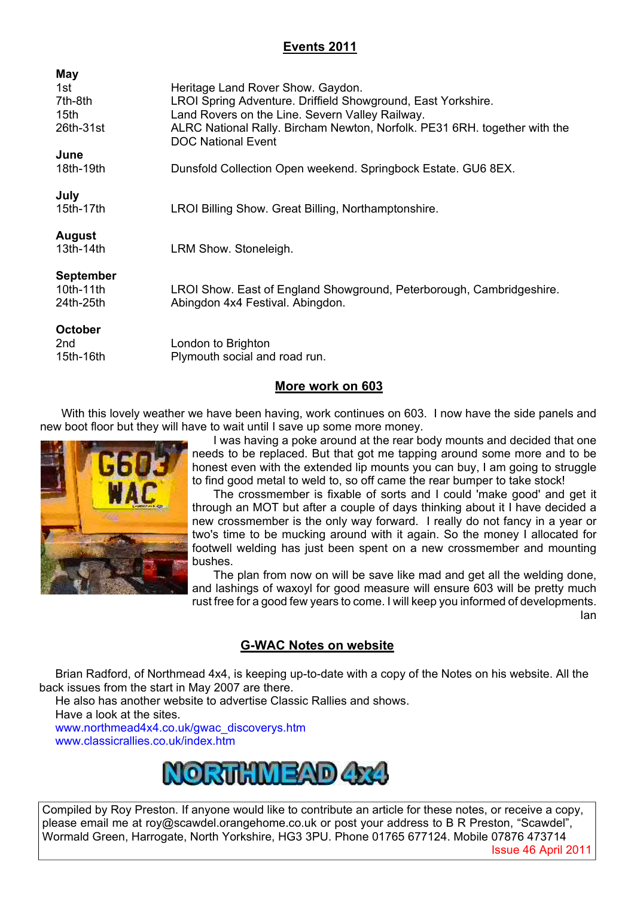## Events 2011

| | |
|---|---|
| **May** | |
| 1st | Heritage Land Rover Show. Gaydon. |
| 7th-8th | LROI Spring Adventure. Driffield Showground, East Yorkshire. |
| 15th | Land Rovers on the Line. Severn Valley Railway. |
| 26th-31st | ALRC National Rally. Bircham Newton, Norfolk. PE31 6RH. together with the DOC National Event |
| **June** | |
| 18th-19th | Dunsfold Collection Open weekend. Springbock Estate. GU6 8EX. |
| **July** | |
| 15th-17th | LROI Billing Show. Great Billing, Northamptonshire. |
| **August** | |
| 13th-14th | LRM Show. Stoneleigh. |
| **September** | |
| 10th-11th | LROI Show. East of England Showground, Peterborough, Cambridgeshire. |
| 24th-25th | Abingdon 4x4 Festival. Abingdon. |
| **October** | |
| 2nd | London to Brighton |
| 15th-16th | Plymouth social and road run. |

## More work on 603

With this lovely weather we have been having, work continues on 603. I now have the side panels and new boot floor but they will have to wait until I save up some more money.

I was having a poke around at the rear body mounts and decided that one needs to be replaced. But that got me tapping around some more and to be honest even with the extended lip mounts you can buy, I am going to struggle to find good metal to weld to, so off came the rear bumper to take stock!

The crossmember is fixable of sorts and I could 'make good' and get it through an MOT but after a couple of days thinking about it I have decided a new crossmember is the only way forward. I really do not fancy in a year or two's time to be mucking around with it again. So the money I allocated for footwell welding has just been spent on a new crossmember and mounting bushes.

The plan from now on will be save like mad and get all the welding done, and lashings of waxoyl for good measure will ensure 603 will be pretty much rust free for a good few years to come. I will keep you informed of developments.

Ian

## G-WAC Notes on website

Brian Radford, of Northmead 4x4, is keeping up-to-date with a copy of the Notes on his website. All the back issues from the start in May 2007 are there.

He also has another website to advertise Classic Rallies and shows.

Have a look at the sites.

www.northmead4x4.co.uk/gwac_discoverys.htm

www.classicrallies.co.uk/index.htm

NORTHMEAD 4x4

Compiled by Roy Preston. If anyone would like to contribute an article for these notes, or receive a copy, please email me at roy@scawdel.orangehome.co.uk or post your address to B R Preston, "Scawdel", Wormald Green, Harrogate, North Yorkshire, HG3 3PU. Phone 01765 677124. Mobile 07876 473714

Issue 46 April 2011